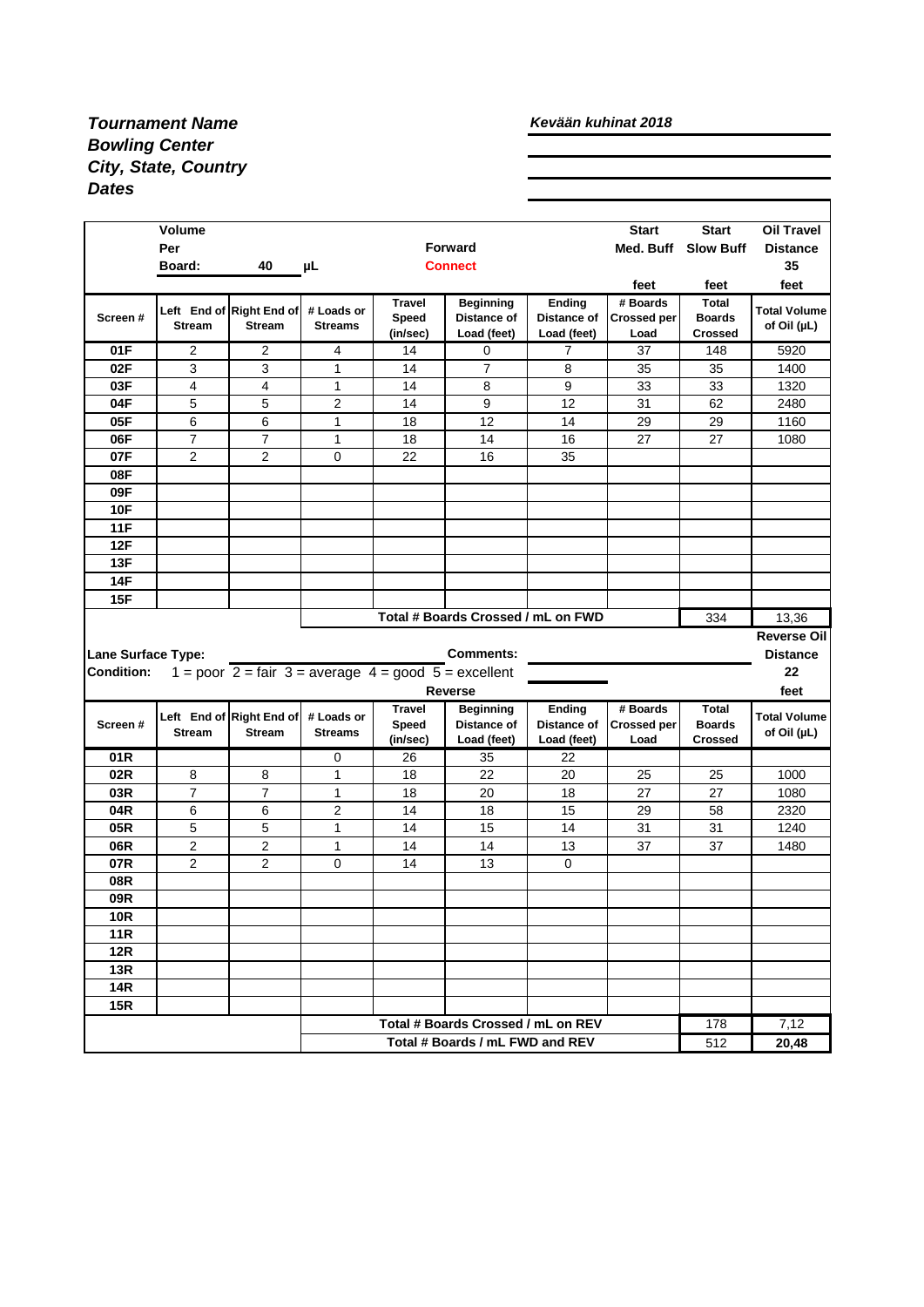***Tournament Name***
***Bowling Center***
***City, State, Country***
***Dates***

***Kevään kuhinat 2018***

| Volume Per Board: 40 µL | | | | Forward Connect | | | Start Med. Buff | Start Slow Buff | Oil Travel Distance 35 |
|---|---|---|---|---|---|---|---|---|---|
| | | | | | | | feet | feet | feet |
| **Screen #** | **Left End of Stream** | **Right End of Stream** | **# Loads or Streams** | **Travel Speed (in/sec)** | **Beginning Distance of Load (feet)** | **Ending Distance of Load (feet)** | **# Boards Crossed per Load** | **Total Boards Crossed** | **Total Volume of Oil (µL)** |
| **01F** | 2 | 2 | 4 | 14 | 0 | 7 | 37 | 148 | 5920 |
| **02F** | 3 | 3 | 1 | 14 | 7 | 8 | 35 | 35 | 1400 |
| **03F** | 4 | 4 | 1 | 14 | 8 | 9 | 33 | 33 | 1320 |
| **04F** | 5 | 5 | 2 | 14 | 9 | 12 | 31 | 62 | 2480 |
| **05F** | 6 | 6 | 1 | 18 | 12 | 14 | 29 | 29 | 1160 |
| **06F** | 7 | 7 | 1 | 18 | 14 | 16 | 27 | 27 | 1080 |
| **07F** | 2 | 2 | 0 | 22 | 16 | 35 | | | |
| **08F** | | | | | | | | | |
| **09F** | | | | | | | | | |
| **10F** | | | | | | | | | |
| **11F** | | | | | | | | | |
| **12F** | | | | | | | | | |
| **13F** | | | | | | | | | |
| **14F** | | | | | | | | | |
| **15F** | | | | | | | | | |
| | | | **Total # Boards Crossed / mL on FWD** | | | | | 334 | 13,36 |

**Lane Surface Type:**

**Comments:**

**Condition:** 1 = poor 2 = fair 3 = average 4 = good 5 = excellent

**Reverse Oil Distance** 22 feet

| **Screen #** | **Left End of Stream** | **Right End of Stream** | **# Loads or Streams** | **Travel Speed (in/sec)** | **Beginning Distance of Load (feet)** | **Ending Distance of Load (feet)** | **# Boards Crossed per Load** | **Total Boards Crossed** | **Total Volume of Oil (µL)** |
|---|---|---|---|---|---|---|---|---|---|
| **01R** | | | 0 | 26 | 35 | 22 | | | |
| **02R** | 8 | 8 | 1 | 18 | 22 | 20 | 25 | 25 | 1000 |
| **03R** | 7 | 7 | 1 | 18 | 20 | 18 | 27 | 27 | 1080 |
| **04R** | 6 | 6 | 2 | 14 | 18 | 15 | 29 | 58 | 2320 |
| **05R** | 5 | 5 | 1 | 14 | 15 | 14 | 31 | 31 | 1240 |
| **06R** | 2 | 2 | 1 | 14 | 14 | 13 | 37 | 37 | 1480 |
| **07R** | 2 | 2 | 0 | 14 | 13 | 0 | | | |
| **08R** | | | | | | | | | |
| **09R** | | | | | | | | | |
| **10R** | | | | | | | | | |
| **11R** | | | | | | | | | |
| **12R** | | | | | | | | | |
| **13R** | | | | | | | | | |
| **14R** | | | | | | | | | |
| **15R** | | | | | | | | | |
| | | | **Total # Boards Crossed / mL on REV** | | | | | 178 | 7,12 |
| | | | **Total # Boards / mL FWD and REV** | | | | | 512 | **20,48** |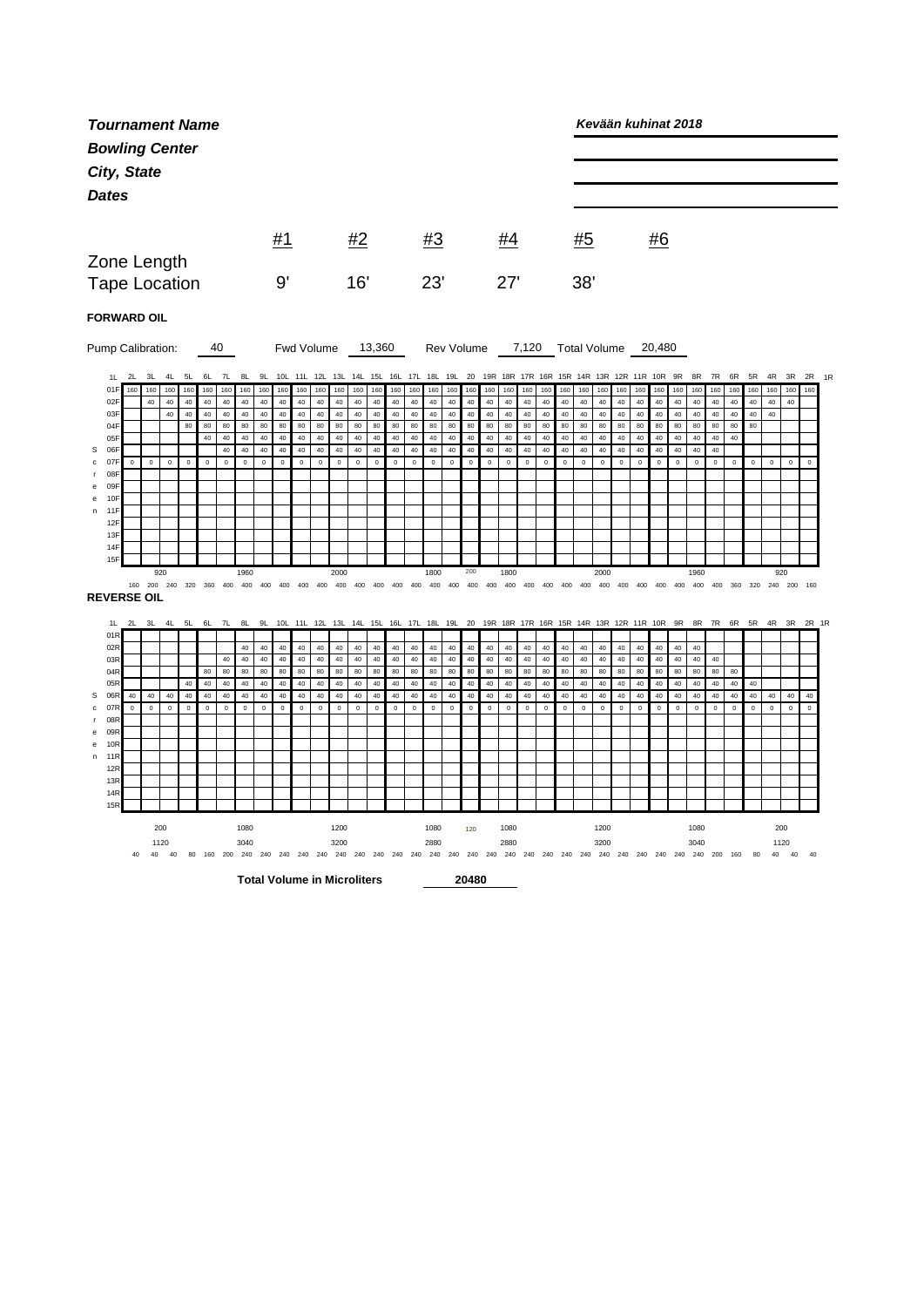***Tournament Name*** — ***Kevään kuhinat 2018***

***Bowling Center***

***City, State***

***Dates***

| | #1 | #2 | #3 | #4 | #5 | #6 |
|---|---|---|---|---|---|---|
| Zone Length | | | | | | |
| Tape Location | 9' | 16' | 23' | 27' | 38' | |

**FORWARD OIL**

Pump Calibration: 40 — Fwd Volume 13,360 — Rev Volume 7,120 — Total Volume 20,480

| | 1L | 2L | 3L | 4L | 5L | 6L | 7L | 8L | 9L | 10L | 11L | 12L | 13L | 14L | 15L | 16L | 17L | 18L | 19L | 20 | 19R | 18R | 17R | 16R | 15R | 14R | 13R | 12R | 11R | 10R | 9R | 8R | 7R | 6R | 5R | 4R | 3R | 2R | 1R |
|---|---|---|---|---|---|---|---|---|---|---|---|---|---|---|---|---|---|---|---|---|---|---|---|---|---|---|---|---|---|---|---|---|---|---|---|---|---|---|---|
| 01F | | 160 | 160 | 160 | 160 | 160 | 160 | 160 | 160 | 160 | 160 | 160 | 160 | 160 | 160 | 160 | 160 | 160 | 160 | 160 | 160 | 160 | 160 | 160 | 160 | 160 | 160 | 160 | 160 | 160 | 160 | 160 | 160 | 160 | 160 | 160 | 160 | 160 | |
| 02F | | | 40 | 40 | 40 | 40 | 40 | 40 | 40 | 40 | 40 | 40 | 40 | 40 | 40 | 40 | 40 | 40 | 40 | 40 | 40 | 40 | 40 | 40 | 40 | 40 | 40 | 40 | 40 | 40 | 40 | 40 | 40 | 40 | 40 | 40 | 40 | | |
| 03F | | | | 40 | 40 | 40 | 40 | 40 | 40 | 40 | 40 | 40 | 40 | 40 | 40 | 40 | 40 | 40 | 40 | 40 | 40 | 40 | 40 | 40 | 40 | 40 | 40 | 40 | 40 | 40 | 40 | 40 | 40 | 40 | 40 | 40 | | | |
| 04F | | | | | 80 | 80 | 80 | 80 | 80 | 80 | 80 | 80 | 80 | 80 | 80 | 80 | 80 | 80 | 80 | 80 | 80 | 80 | 80 | 80 | 80 | 80 | 80 | 80 | 80 | 80 | 80 | 80 | 80 | 80 | 80 | | | | |
| 05F | | | | | | 40 | 40 | 40 | 40 | 40 | 40 | 40 | 40 | 40 | 40 | 40 | 40 | 40 | 40 | 40 | 40 | 40 | 40 | 40 | 40 | 40 | 40 | 40 | 40 | 40 | 40 | 40 | 40 | 40 | | | | | |
| 06F | | | | | | | 40 | 40 | 40 | 40 | 40 | 40 | 40 | 40 | 40 | 40 | 40 | 40 | 40 | 40 | 40 | 40 | 40 | 40 | 40 | 40 | 40 | 40 | 40 | 40 | 40 | 40 | 40 | | | | | | |
| 07F | | 0 | 0 | 0 | 0 | 0 | 0 | 0 | 0 | 0 | 0 | 0 | 0 | 0 | 0 | 0 | 0 | 0 | 0 | 0 | 0 | 0 | 0 | 0 | 0 | 0 | 0 | 0 | 0 | 0 | 0 | 0 | 0 | 0 | 0 | 0 | 0 | 0 | |
| 08F | | | | | | | | | | | | | | | | | | | | | | | | | | | | | | | | | | | | | | | |
| 09F | | | | | | | | | | | | | | | | | | | | | | | | | | | | | | | | | | | | | | | |
| 10F | | | | | | | | | | | | | | | | | | | | | | | | | | | | | | | | | | | | | | | |
| 11F | | | | | | | | | | | | | | | | | | | | | | | | | | | | | | | | | | | | | | | |
| 12F | | | | | | | | | | | | | | | | | | | | | | | | | | | | | | | | | | | | | | | |
| 13F | | | | | | | | | | | | | | | | | | | | | | | | | | | | | | | | | | | | | | | |
| 14F | | | | | | | | | | | | | | | | | | | | | | | | | | | | | | | | | | | | | | | |
| 15F | | | | | | | | | | | | | | | | | | | | | | | | | | | | | | | | | | | | | | | |
| | | 160 | 200 | 240 | 320 | 360 | 400 | 400 | 400 | 400 | 400 | 400 | 400 | 400 | 400 | 400 | 400 | 400 | 400 | 400 | 400 | 400 | 400 | 400 | 400 | 400 | 400 | 400 | 400 | 400 | 400 | 400 | 400 | 360 | 320 | 240 | 200 | 160 | |

920 — 1960 — 2000 — 1800 — 200 — 1800 — 2000 — 1960 — 920

**REVERSE OIL**

| | 1L | 2L | 3L | 4L | 5L | 6L | 7L | 8L | 9L | 10L | 11L | 12L | 13L | 14L | 15L | 16L | 17L | 18L | 19L | 20 | 19R | 18R | 17R | 16R | 15R | 14R | 13R | 12R | 11R | 10R | 9R | 8R | 7R | 6R | 5R | 4R | 3R | 2R | 1R |
|---|---|---|---|---|---|---|---|---|---|---|---|---|---|---|---|---|---|---|---|---|---|---|---|---|---|---|---|---|---|---|---|---|---|---|---|---|---|---|---|
| 01R | | | | | | | | | | | | | | | | | | | | | | | | | | | | | | | | | | | | | | | |
| 02R | | | | | | | | 40 | 40 | 40 | 40 | 40 | 40 | 40 | 40 | 40 | 40 | 40 | 40 | 40 | 40 | 40 | 40 | 40 | 40 | 40 | 40 | 40 | 40 | 40 | 40 | 40 | 40 | | | | | | | |
| 03R | | | | | | | 40 | 40 | 40 | 40 | 40 | 40 | 40 | 40 | 40 | 40 | 40 | 40 | 40 | 40 | 40 | 40 | 40 | 40 | 40 | 40 | 40 | 40 | 40 | 40 | 40 | 40 | 40 | | | | | | |
| 04R | | | | | | 80 | 80 | 80 | 80 | 80 | 80 | 80 | 80 | 80 | 80 | 80 | 80 | 80 | 80 | 80 | 80 | 80 | 80 | 80 | 80 | 80 | 80 | 80 | 80 | 80 | 80 | 80 | 80 | 80 | | | | | |
| 05R | | | | | 40 | 40 | 40 | 40 | 40 | 40 | 40 | 40 | 40 | 40 | 40 | 40 | 40 | 40 | 40 | 40 | 40 | 40 | 40 | 40 | 40 | 40 | 40 | 40 | 40 | 40 | 40 | 40 | 40 | 40 | 40 | | | | |
| 06R | | 40 | 40 | 40 | 40 | 40 | 40 | 40 | 40 | 40 | 40 | 40 | 40 | 40 | 40 | 40 | 40 | 40 | 40 | 40 | 40 | 40 | 40 | 40 | 40 | 40 | 40 | 40 | 40 | 40 | 40 | 40 | 40 | 40 | 40 | 40 | 40 | 40 | |
| 07R | | 0 | 0 | 0 | 0 | 0 | 0 | 0 | 0 | 0 | 0 | 0 | 0 | 0 | 0 | 0 | 0 | 0 | 0 | 0 | 0 | 0 | 0 | 0 | 0 | 0 | 0 | 0 | 0 | 0 | 0 | 0 | 0 | 0 | 0 | 0 | 0 | 0 | |
| 08R | | | | | | | | | | | | | | | | | | | | | | | | | | | | | | | | | | | | | | | |
| 09R | | | | | | | | | | | | | | | | | | | | | | | | | | | | | | | | | | | | | | | |
| 10R | | | | | | | | | | | | | | | | | | | | | | | | | | | | | | | | | | | | | | | |
| 11R | | | | | | | | | | | | | | | | | | | | | | | | | | | | | | | | | | | | | | | |
| 12R | | | | | | | | | | | | | | | | | | | | | | | | | | | | | | | | | | | | | | | |
| 13R | | | | | | | | | | | | | | | | | | | | | | | | | | | | | | | | | | | | | | | |
| 14R | | | | | | | | | | | | | | | | | | | | | | | | | | | | | | | | | | | | | | | |
| 15R | | | | | | | | | | | | | | | | | | | | | | | | | | | | | | | | | | | | | | | |
| | | 40 | 40 | 40 | 80 | 160 | 200 | 240 | 240 | 240 | 240 | 240 | 240 | 240 | 240 | 240 | 240 | 240 | 240 | 240 | 240 | 240 | 240 | 240 | 240 | 240 | 240 | 240 | 240 | 240 | 240 | 240 | 200 | 160 | 80 | 40 | 40 | 40 | |

200 — 1080 — 1200 — 1080 — 120 — 1080 — 1200 — 1080 — 200

1120 — 3040 — 3200 — 2880 — 2880 — 3200 — 3040 — 1120

**Total Volume in Microliters** 20480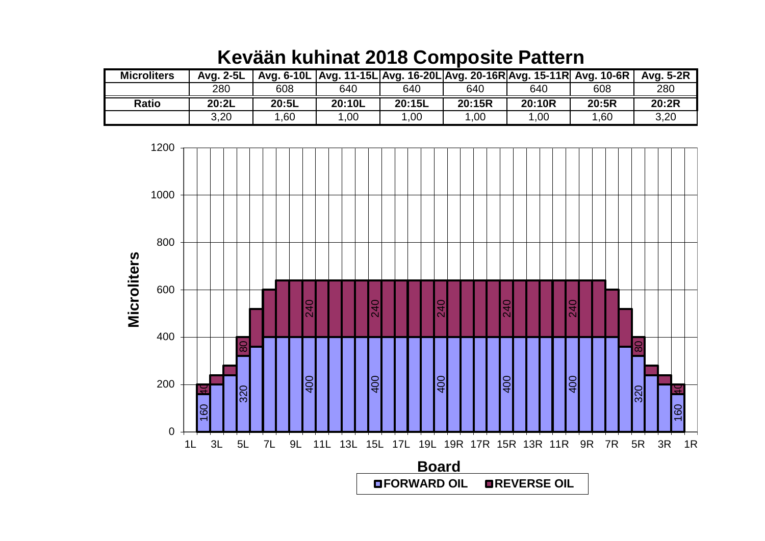# Kevään kuhinat 2018 Composite Pattern

| Microliters | Avg. 2-5L | Avg. 6-10L | Avg. 11-15L | Avg. 16-20L | Avg. 20-16R | Avg. 15-11R | Avg. 10-6R | Avg. 5-2R |
|---|---|---|---|---|---|---|---|---|
| | 280 | 608 | 640 | 640 | 640 | 640 | 608 | 280 |
| **Ratio** | **20:2L** | **20:5L** | **20:10L** | **20:15L** | **20:15R** | **20:10R** | **20:5R** | **20:2R** |
| | 3,20 | 1,60 | 1,00 | 1,00 | 1,00 | 1,00 | 1,60 | 3,20 |

Microliters

Board

FORWARD OIL  REVERSE OIL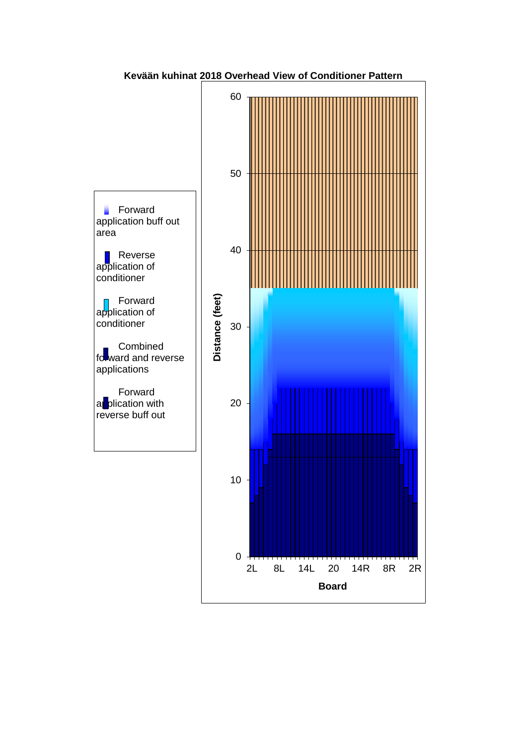**Kevään kuhinat 2018 Overhead View of Conditioner Pattern**

Forward application buff out area

Reverse application of conditioner

Forward application of conditioner

Combined forward and reverse applications

Forward application with reverse buff out

Distance (feet)

60

50

40

30

20

10

0

2L

8L

14L

20

14R

8R

2R

Board